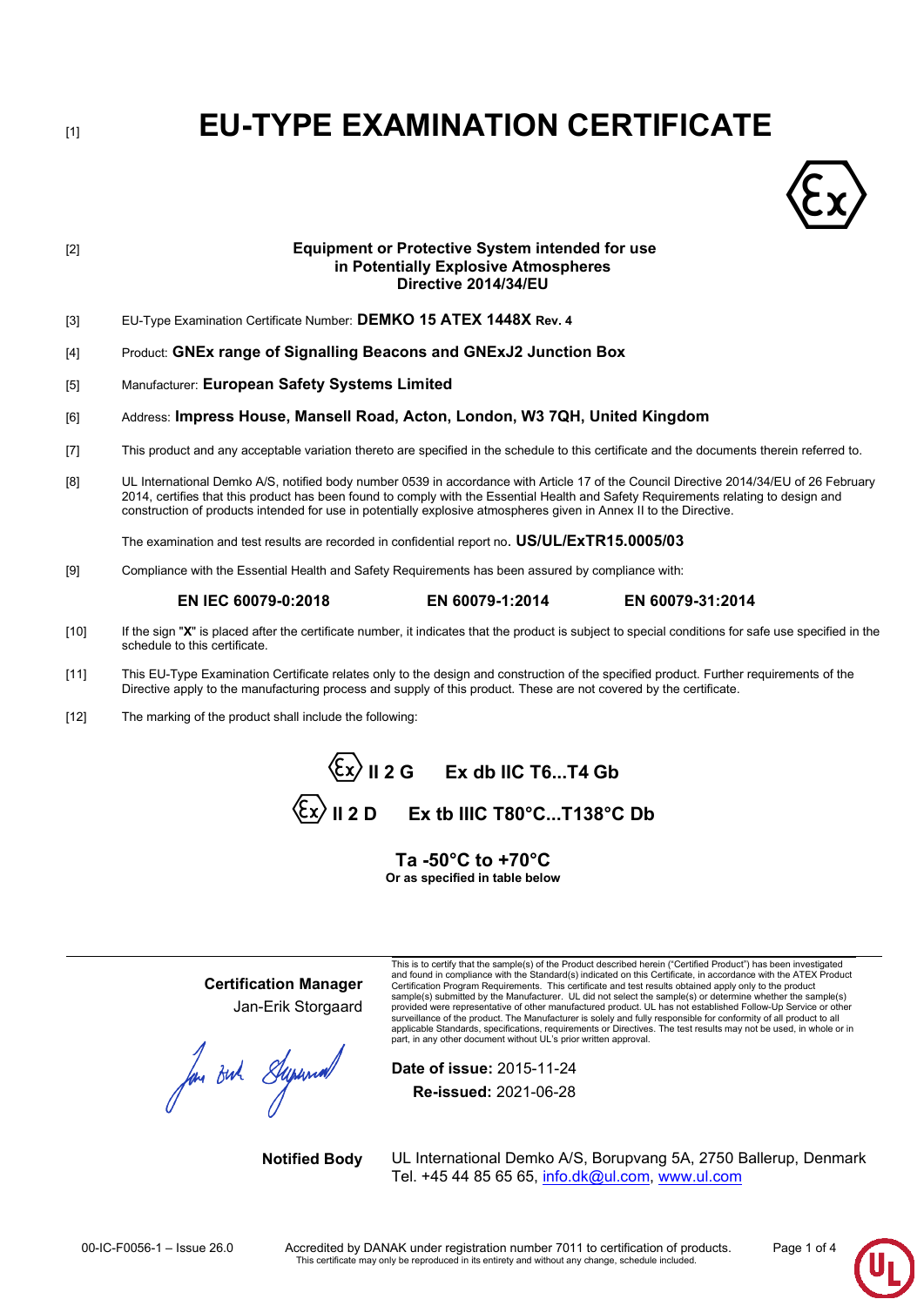[1]

# EU-TYPE EXAMINATION CERTIFICATE

[2]

**Equipment or Protective System intended for use in Potentially Explosive Atmospheres Directive 2014/34/EU**

[3] EU-Type Examination Certificate Number: **DEMKO 15 ATEX 1448X Rev. 4**

[4] Product: **GNEx range of Signalling Beacons and GNExJ2 Junction Box**

[5] Manufacturer: **European Safety Systems Limited**

[6] Address: **Impress House, Mansell Road, Acton, London, W3 7QH, United Kingdom**

[7] This product and any acceptable variation thereto are specified in the schedule to this certificate and the documents therein referred to.

[8] UL International Demko A/S, notified body number 0539 in accordance with Article 17 of the Council Directive 2014/34/EU of 26 February 2014, certifies that this product has been found to comply with the Essential Health and Safety Requirements relating to design and construction of products intended for use in potentially explosive atmospheres given in Annex II to the Directive.

The examination and test results are recorded in confidential report no. **US/UL/ExTR15.0005/03**

[9] Compliance with the Essential Health and Safety Requirements has been assured by compliance with:

**EN IEC 60079-0:2018** **EN 60079-1:2014** **EN 60079-31:2014**

[10] If the sign "**X**" is placed after the certificate number, it indicates that the product is subject to special conditions for safe use specified in the schedule to this certificate.

[11] This EU-Type Examination Certificate relates only to the design and construction of the specified product. Further requirements of the Directive apply to the manufacturing process and supply of this product. These are not covered by the certificate.

[12] The marking of the product shall include the following:

**Ex II 2 G Ex db IIC T6...T4 Gb**

**Ex II 2 D Ex tb IIIC T80°C...T138°C Db**

**Ta -50°C to +70°C**
**Or as specified in table below**

**Certification Manager**
Jan-Erik Storgaard

This is to certify that the sample(s) of the Product described herein ("Certified Product") has been investigated and found in compliance with the Standard(s) indicated on this Certificate, in accordance with the ATEX Product Certification Program Requirements. This certificate and test results obtained apply only to the product sample(s) submitted by the Manufacturer. UL did not select the sample(s) or determine whether the sample(s) provided were representative of other manufactured product. UL has not established Follow-Up Service or other surveillance of the product. The Manufacturer is solely and fully responsible for conformity of all product to all applicable Standards, specifications, requirements or Directives. The test results may not be used, in whole or in part, in any other document without UL's prior written approval.

**Date of issue:** 2015-11-24
**Re-issued:** 2021-06-28

**Notified Body** UL International Demko A/S, Borupvang 5A, 2750 Ballerup, Denmark
Tel. +45 44 85 65 65, info.dk@ul.com, www.ul.com

00-IC-F0056-1 – Issue 26.0 Accredited by DANAK under registration number 7011 to certification of products.
This certificate may only be reproduced in its entirety and without any change, schedule included.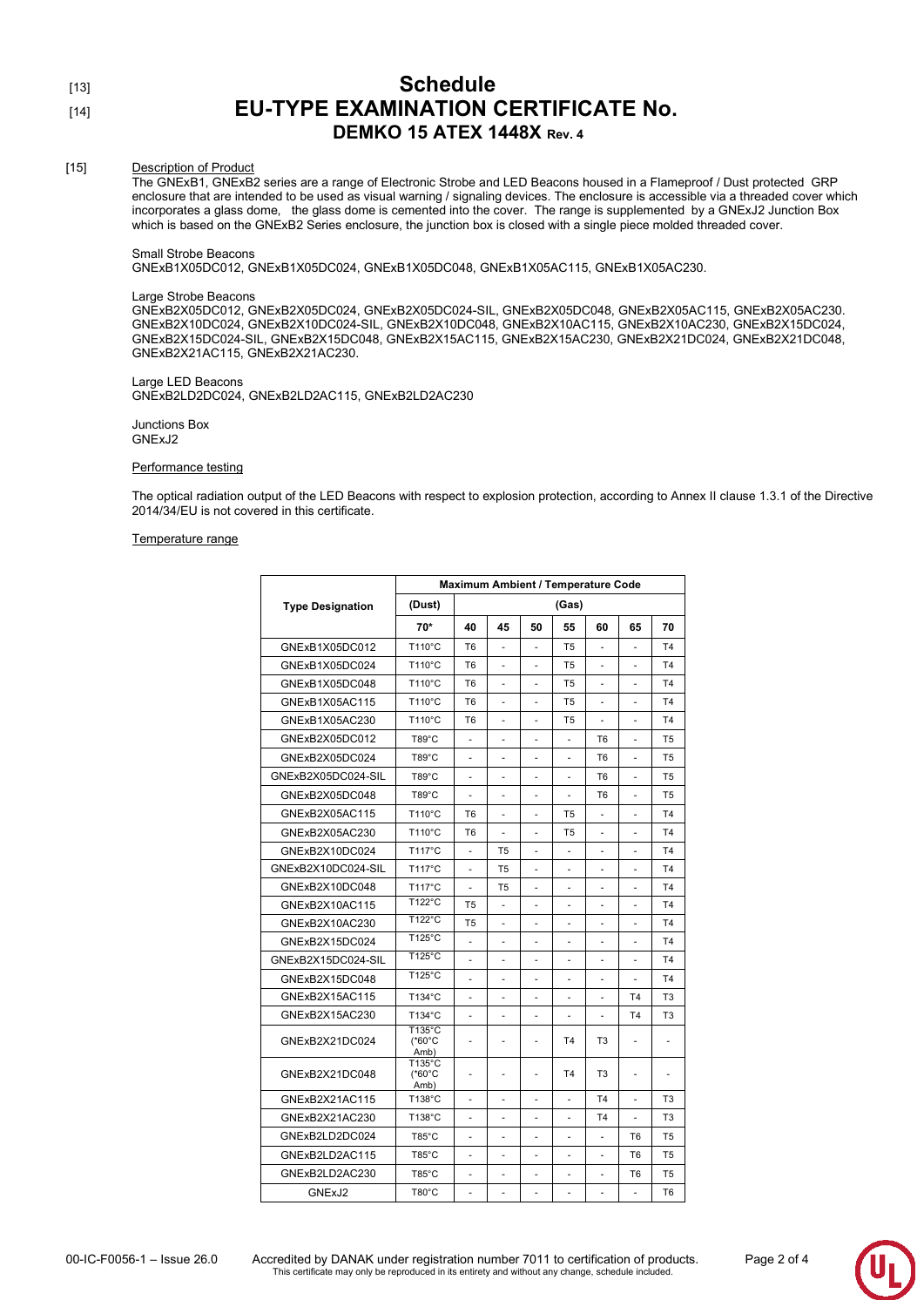[13]

# Schedule

[14]

# EU-TYPE EXAMINATION CERTIFICATE No.

## DEMKO 15 ATEX 1448X Rev. 4

[15] Description of Product

The GNExB1, GNExB2 series are a range of Electronic Strobe and LED Beacons housed in a Flameproof / Dust protected GRP enclosure that are intended to be used as visual warning / signaling devices. The enclosure is accessible via a threaded cover which incorporates a glass dome, the glass dome is cemented into the cover. The range is supplemented by a GNExJ2 Junction Box which is based on the GNExB2 Series enclosure, the junction box is closed with a single piece molded threaded cover.

Small Strobe Beacons
GNExB1X05DC012, GNExB1X05DC024, GNExB1X05DC048, GNExB1X05AC115, GNExB1X05AC230.

Large Strobe Beacons
GNExB2X05DC012, GNExB2X05DC024, GNExB2X05DC024-SIL, GNExB2X05DC048, GNExB2X05AC115, GNExB2X05AC230. GNExB2X10DC024, GNExB2X10DC024-SIL, GNExB2X10DC048, GNExB2X10AC115, GNExB2X10AC230, GNExB2X15DC024, GNExB2X15DC024-SIL, GNExB2X15DC048, GNExB2X15AC115, GNExB2X15AC230, GNExB2X21DC024, GNExB2X21DC048, GNExB2X21AC115, GNExB2X21AC230.

Large LED Beacons
GNExB2LD2DC024, GNExB2LD2AC115, GNExB2LD2AC230

Junctions Box
GNExJ2

Performance testing

The optical radiation output of the LED Beacons with respect to explosion protection, according to Annex II clause 1.3.1 of the Directive 2014/34/EU is not covered in this certificate.

Temperature range

| Type Designation | Maximum Ambient / Temperature Code | | | | | | | |
|---|---|---|---|---|---|---|---|---|
| | (Dust) | (Gas) | | | | | | |
| | 70* | 40 | 45 | 50 | 55 | 60 | 65 | 70 |
| GNExB1X05DC012 | T110°C | T6 | - | - | T5 | - | - | T4 |
| GNExB1X05DC024 | T110°C | T6 | - | - | T5 | - | - | T4 |
| GNExB1X05DC048 | T110°C | T6 | - | - | T5 | - | - | T4 |
| GNExB1X05AC115 | T110°C | T6 | - | - | T5 | - | - | T4 |
| GNExB1X05AC230 | T110°C | T6 | - | - | T5 | - | - | T4 |
| GNExB2X05DC012 | T89°C | - | - | - | - | T6 | - | T5 |
| GNExB2X05DC024 | T89°C | - | - | - | - | T6 | - | T5 |
| GNExB2X05DC024-SIL | T89°C | - | - | - | - | T6 | - | T5 |
| GNExB2X05DC048 | T89°C | - | - | - | - | T6 | - | T5 |
| GNExB2X05AC115 | T110°C | T6 | - | - | T5 | - | - | T4 |
| GNExB2X05AC230 | T110°C | T6 | - | - | T5 | - | - | T4 |
| GNExB2X10DC024 | T117°C | - | T5 | - | - | - | - | T4 |
| GNExB2X10DC024-SIL | T117°C | - | T5 | - | - | - | - | T4 |
| GNExB2X10DC048 | T117°C | - | T5 | - | - | - | - | T4 |
| GNExB2X10AC115 | T122°C | T5 | - | - | - | - | - | T4 |
| GNExB2X10AC230 | T122°C | T5 | - | - | - | - | - | T4 |
| GNExB2X15DC024 | T125°C | - | - | - | - | - | - | T4 |
| GNExB2X15DC024-SIL | T125°C | - | - | - | - | - | - | T4 |
| GNExB2X15DC048 | T125°C | - | - | - | - | - | - | T4 |
| GNExB2X15AC115 | T134°C | - | - | - | - | - | T4 | T3 |
| GNExB2X15AC230 | T134°C | - | - | - | - | - | T4 | T3 |
| GNExB2X21DC024 | T135°C (*60°C Amb) | - | - | - | T4 | T3 | - | - |
| GNExB2X21DC048 | T135°C (*60°C Amb) | - | - | - | T4 | T3 | - | - |
| GNExB2X21AC115 | T138°C | - | - | - | - | T4 | - | T3 |
| GNExB2X21AC230 | T138°C | - | - | - | - | T4 | - | T3 |
| GNExB2LD2DC024 | T85°C | - | - | - | - | - | T6 | T5 |
| GNExB2LD2AC115 | T85°C | - | - | - | - | - | T6 | T5 |
| GNExB2LD2AC230 | T85°C | - | - | - | - | - | T6 | T5 |
| GNExJ2 | T80°C | - | - | - | - | - | - | T6 |

00-IC-F0056-1 – Issue 26.0 Accredited by DANAK under registration number 7011 to certification of products.
This certificate may only be reproduced in its entirety and without any change, schedule included.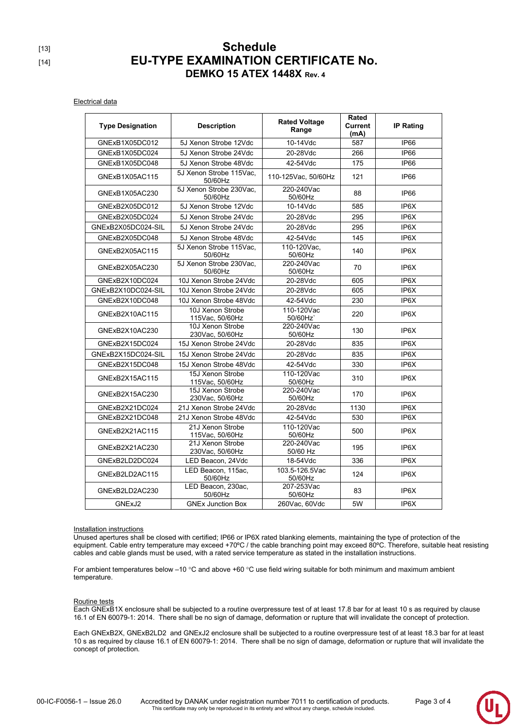[13]
[14]

# Schedule
# EU-TYPE EXAMINATION CERTIFICATE No.
## DEMKO 15 ATEX 1448X Rev. 4

Electrical data

| Type Designation | Description | Rated Voltage Range | Rated Current (mA) | IP Rating |
|---|---|---|---|---|
| GNExB1X05DC012 | 5J Xenon Strobe 12Vdc | 10-14Vdc | 587 | IP66 |
| GNExB1X05DC024 | 5J Xenon Strobe 24Vdc | 20-28Vdc | 266 | IP66 |
| GNExB1X05DC048 | 5J Xenon Strobe 48Vdc | 42-54Vdc | 175 | IP66 |
| GNExB1X05AC115 | 5J Xenon Strobe 115Vac, 50/60Hz | 110-125Vac, 50/60Hz | 121 | IP66 |
| GNExB1X05AC230 | 5J Xenon Strobe 230Vac, 50/60Hz | 220-240Vac 50/60Hz | 88 | IP66 |
| GNExB2X05DC012 | 5J Xenon Strobe 12Vdc | 10-14Vdc | 585 | IP6X |
| GNExB2X05DC024 | 5J Xenon Strobe 24Vdc | 20-28Vdc | 295 | IP6X |
| GNExB2X05DC024-SIL | 5J Xenon Strobe 24Vdc | 20-28Vdc | 295 | IP6X |
| GNExB2X05DC048 | 5J Xenon Strobe 48Vdc | 42-54Vdc | 145 | IP6X |
| GNExB2X05AC115 | 5J Xenon Strobe 115Vac, 50/60Hz | 110-120Vac, 50/60Hz | 140 | IP6X |
| GNExB2X05AC230 | 5J Xenon Strobe 230Vac, 50/60Hz | 220-240Vac 50/60Hz | 70 | IP6X |
| GNExB2X10DC024 | 10J Xenon Strobe 24Vdc | 20-28Vdc | 605 | IP6X |
| GNExB2X10DC024-SIL | 10J Xenon Strobe 24Vdc | 20-28Vdc | 605 | IP6X |
| GNExB2X10DC048 | 10J Xenon Strobe 48Vdc | 42-54Vdc | 230 | IP6X |
| GNExB2X10AC115 | 10J Xenon Strobe 115Vac, 50/60Hz | 110-120Vac 50/60Hz` | 220 | IP6X |
| GNExB2X10AC230 | 10J Xenon Strobe 230Vac, 50/60Hz | 220-240Vac 50/60Hz | 130 | IP6X |
| GNExB2X15DC024 | 15J Xenon Strobe 24Vdc | 20-28Vdc | 835 | IP6X |
| GNExB2X15DC024-SIL | 15J Xenon Strobe 24Vdc | 20-28Vdc | 835 | IP6X |
| GNExB2X15DC048 | 15J Xenon Strobe 48Vdc | 42-54Vdc | 330 | IP6X |
| GNExB2X15AC115 | 15J Xenon Strobe 115Vac, 50/60Hz | 110-120Vac 50/60Hz | 310 | IP6X |
| GNExB2X15AC230 | 15J Xenon Strobe 230Vac, 50/60Hz | 220-240Vac 50/60Hz | 170 | IP6X |
| GNExB2X21DC024 | 21J Xenon Strobe 24Vdc | 20-28Vdc | 1130 | IP6X |
| GNExB2X21DC048 | 21J Xenon Strobe 48Vdc | 42-54Vdc | 530 | IP6X |
| GNExB2X21AC115 | 21J Xenon Strobe 115Vac, 50/60Hz | 110-120Vac 50/60Hz | 500 | IP6X |
| GNExB2X21AC230 | 21J Xenon Strobe 230Vac, 50/60Hz | 220-240Vac 50/60 Hz | 195 | IP6X |
| GNExB2LD2DC024 | LED Beacon, 24Vdc | 18-54Vdc | 336 | IP6X |
| GNExB2LD2AC115 | LED Beacon, 115ac, 50/60Hz | 103.5-126.5Vac 50/60Hz | 124 | IP6X |
| GNExB2LD2AC230 | LED Beacon, 230ac, 50/60Hz | 207-253Vac 50/60Hz | 83 | IP6X |
| GNExJ2 | GNEx Junction Box | 260Vac, 60Vdc | 5W | IP6X |

Installation instructions

Unused apertures shall be closed with certified; IP66 or IP6X rated blanking elements, maintaining the type of protection of the equipment. Cable entry temperature may exceed +70ºC / the cable branching point may exceed 80ºC. Therefore, suitable heat resisting cables and cable glands must be used, with a rated service temperature as stated in the installation instructions.

For ambient temperatures below –10 °C and above +60 °C use field wiring suitable for both minimum and maximum ambient temperature.

Routine tests

Each GNExB1X enclosure shall be subjected to a routine overpressure test of at least 17.8 bar for at least 10 s as required by clause 16.1 of EN 60079-1: 2014. There shall be no sign of damage, deformation or rupture that will invalidate the concept of protection.

Each GNExB2X, GNExB2LD2 and GNExJ2 enclosure shall be subjected to a routine overpressure test of at least 18.3 bar for at least 10 s as required by clause 16.1 of EN 60079-1: 2014. There shall be no sign of damage, deformation or rupture that will invalidate the concept of protection.

00-IC-F0056-1 – Issue 26.0 Accredited by DANAK under registration number 7011 to certification of products.
This certificate may only be reproduced in its entirety and without any change, schedule included.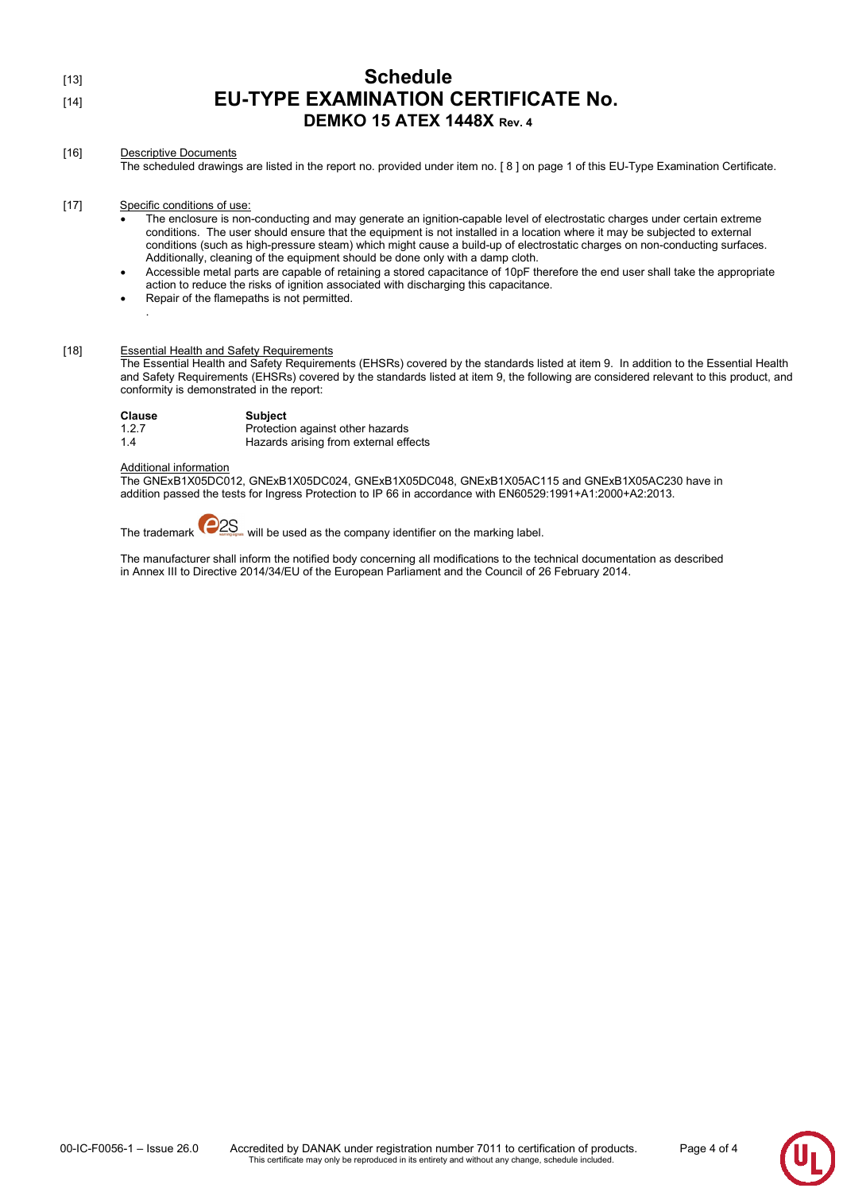[13]
# Schedule
[14]
## EU-TYPE EXAMINATION CERTIFICATE No.
### DEMKO 15 ATEX 1448X Rev. 4

[16] Descriptive Documents

The scheduled drawings are listed in the report no. provided under item no. [ 8 ] on page 1 of this EU-Type Examination Certificate.

[17] Specific conditions of use:

- The enclosure is non-conducting and may generate an ignition-capable level of electrostatic charges under certain extreme conditions. The user should ensure that the equipment is not installed in a location where it may be subjected to external conditions (such as high-pressure steam) which might cause a build-up of electrostatic charges on non-conducting surfaces. Additionally, cleaning of the equipment should be done only with a damp cloth.
- Accessible metal parts are capable of retaining a stored capacitance of 10pF therefore the end user shall take the appropriate action to reduce the risks of ignition associated with discharging this capacitance.
- Repair of the flamepaths is not permitted.

.

[18] Essential Health and Safety Requirements

The Essential Health and Safety Requirements (EHSRs) covered by the standards listed at item 9. In addition to the Essential Health and Safety Requirements (EHSRs) covered by the standards listed at item 9, the following are considered relevant to this product, and conformity is demonstrated in the report:

| Clause | Subject |
|---|---|
| 1.2.7 | Protection against other hazards |
| 1.4 | Hazards arising from external effects |

Additional information

The GNExB1X05DC012, GNExB1X05DC024, GNExB1X05DC048, GNExB1X05AC115 and GNExB1X05AC230 have in addition passed the tests for Ingress Protection to IP 66 in accordance with EN60529:1991+A1:2000+A2:2013.

The trademark e2S will be used as the company identifier on the marking label.

The manufacturer shall inform the notified body concerning all modifications to the technical documentation as described in Annex III to Directive 2014/34/EU of the European Parliament and the Council of 26 February 2014.

00-IC-F0056-1 – Issue 26.0 Accredited by DANAK under registration number 7011 to certification of products.
This certificate may only be reproduced in its entirety and without any change, schedule included.